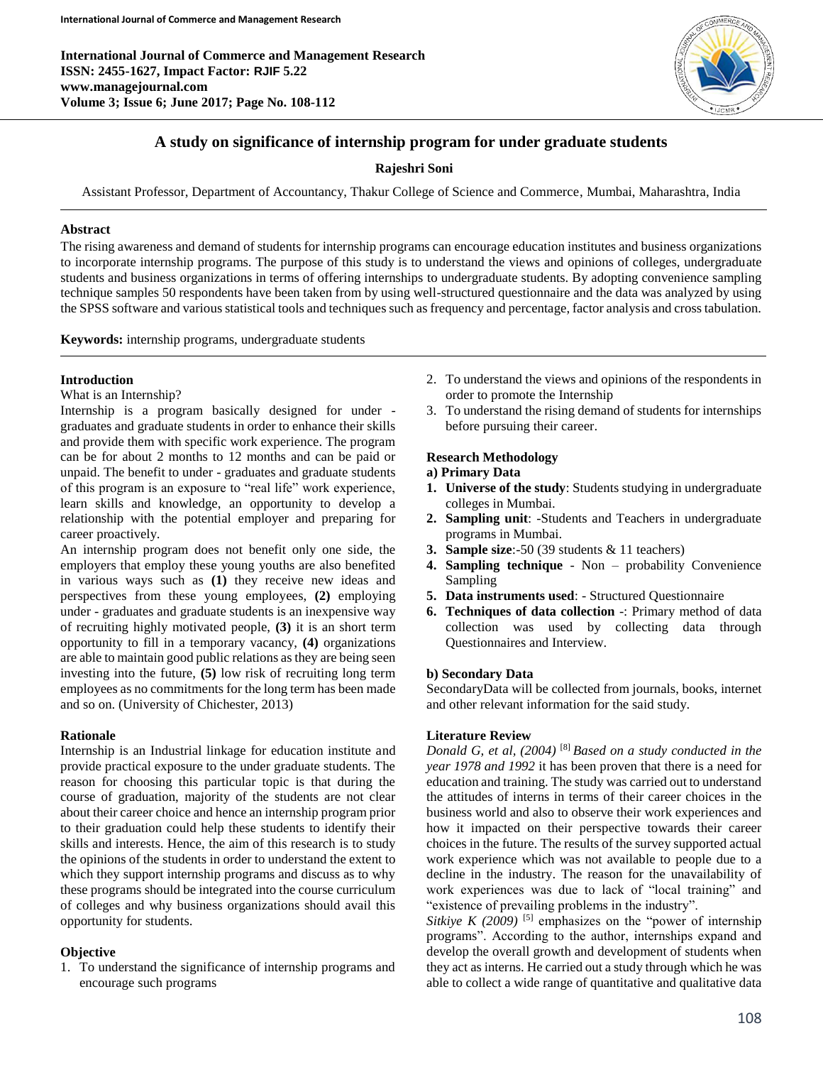# A study on significance of internship program for under graduate students

**Rajeshri Soni**

Assistant Professor, Department of Accountancy, Thakur College of Science and Commerce, Mumbai, Maharashtra, India

## Abstract

The rising awareness and demand of students for internship programs can encourage education institutes and business organizations to incorporate internship programs. The purpose of this study is to understand the views and opinions of colleges, undergraduate students and business organizations in terms of offering internships to undergraduate students. By adopting convenience sampling technique samples 50 respondents have been taken from by using well-structured questionnaire and the data was analyzed by using the SPSS software and various statistical tools and techniques such as frequency and percentage, factor analysis and cross tabulation.

**Keywords:** internship programs, undergraduate students

## Introduction

What is an Internship?

Internship is a program basically designed for under - graduates and graduate students in order to enhance their skills and provide them with specific work experience. The program can be for about 2 months to 12 months and can be paid or unpaid. The benefit to under - graduates and graduate students of this program is an exposure to "real life" work experience, learn skills and knowledge, an opportunity to develop a relationship with the potential employer and preparing for career proactively.

An internship program does not benefit only one side, the employers that employ these young youths are also benefited in various ways such as **(1)** they receive new ideas and perspectives from these young employees, **(2)** employing under - graduates and graduate students is an inexpensive way of recruiting highly motivated people, **(3)** it is an short term opportunity to fill in a temporary vacancy, **(4)** organizations are able to maintain good public relations as they are being seen investing into the future, **(5)** low risk of recruiting long term employees as no commitments for the long term has been made and so on. (University of Chichester, 2013)

## Rationale

Internship is an Industrial linkage for education institute and provide practical exposure to the under graduate students. The reason for choosing this particular topic is that during the course of graduation, majority of the students are not clear about their career choice and hence an internship program prior to their graduation could help these students to identify their skills and interests. Hence, the aim of this research is to study the opinions of the students in order to understand the extent to which they support internship programs and discuss as to why these programs should be integrated into the course curriculum of colleges and why business organizations should avail this opportunity for students.

## Objective

1. To understand the significance of internship programs and encourage such programs
2. To understand the views and opinions of the respondents in order to promote the Internship
3. To understand the rising demand of students for internships before pursuing their career.

## Research Methodology

**a) Primary Data**

1. **Universe of the study**: Students studying in undergraduate colleges in Mumbai.
2. **Sampling unit**: -Students and Teachers in undergraduate programs in Mumbai.
3. **Sample size**:-50 (39 students & 11 teachers)
4. **Sampling technique** - Non – probability Convenience Sampling
5. **Data instruments used**: - Structured Questionnaire
6. **Techniques of data collection** -: Primary method of data collection was used by collecting data through Questionnaires and Interview.

**b) Secondary Data**

SecondaryData will be collected from journals, books, internet and other relevant information for the said study.

## Literature Review

*Donald G, et al, (2004)* [8] *Based on a study conducted in the year 1978 and 1992* it has been proven that there is a need for education and training. The study was carried out to understand the attitudes of interns in terms of their career choices in the business world and also to observe their work experiences and how it impacted on their perspective towards their career choices in the future. The results of the survey supported actual work experience which was not available to people due to a decline in the industry. The reason for the unavailability of work experiences was due to lack of "local training" and "existence of prevailing problems in the industry".

*Sitkiye K (2009)* [5] emphasizes on the "power of internship programs". According to the author, internships expand and develop the overall growth and development of students when they act as interns. He carried out a study through which he was able to collect a wide range of quantitative and qualitative data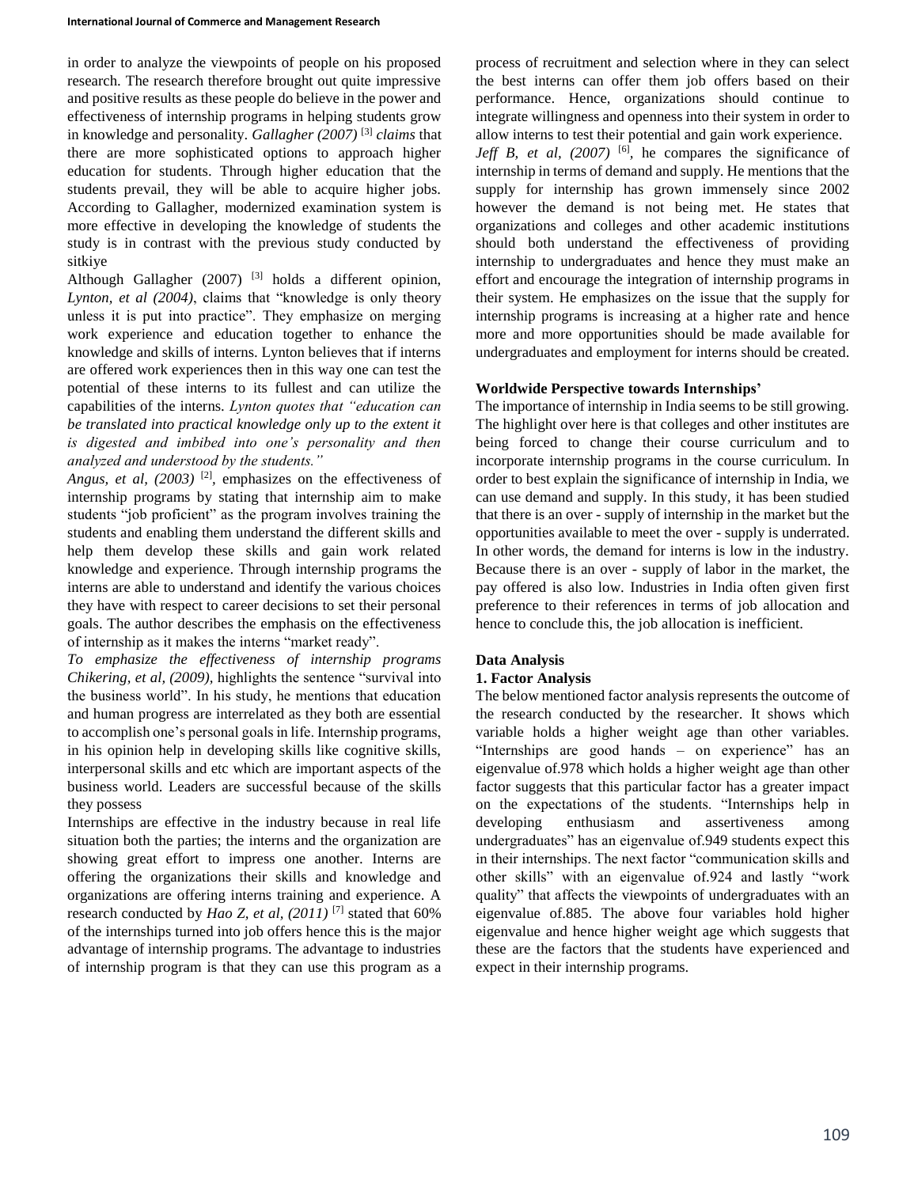in order to analyze the viewpoints of people on his proposed research. The research therefore brought out quite impressive and positive results as these people do believe in the power and effectiveness of internship programs in helping students grow in knowledge and personality. *Gallagher (2007)* [3] *claims* that there are more sophisticated options to approach higher education for students. Through higher education that the students prevail, they will be able to acquire higher jobs. According to Gallagher, modernized examination system is more effective in developing the knowledge of students the study is in contrast with the previous study conducted by sitkiye

Although Gallagher (2007) [3] holds a different opinion, *Lynton, et al (2004)*, claims that "knowledge is only theory unless it is put into practice". They emphasize on merging work experience and education together to enhance the knowledge and skills of interns. Lynton believes that if interns are offered work experiences then in this way one can test the potential of these interns to its fullest and can utilize the capabilities of the interns. *Lynton quotes that "education can be translated into practical knowledge only up to the extent it is digested and imbibed into one's personality and then analyzed and understood by the students."*

*Angus, et al, (2003)* [2], emphasizes on the effectiveness of internship programs by stating that internship aim to make students "job proficient" as the program involves training the students and enabling them understand the different skills and help them develop these skills and gain work related knowledge and experience. Through internship programs the interns are able to understand and identify the various choices they have with respect to career decisions to set their personal goals. The author describes the emphasis on the effectiveness of internship as it makes the interns "market ready".

*To emphasize the effectiveness of internship programs Chikering, et al, (2009),* highlights the sentence "survival into the business world". In his study, he mentions that education and human progress are interrelated as they both are essential to accomplish one's personal goals in life. Internship programs, in his opinion help in developing skills like cognitive skills, interpersonal skills and etc which are important aspects of the business world. Leaders are successful because of the skills they possess

Internships are effective in the industry because in real life situation both the parties; the interns and the organization are showing great effort to impress one another. Interns are offering the organizations their skills and knowledge and organizations are offering interns training and experience. A research conducted by *Hao Z, et al, (2011)* [7] stated that 60% of the internships turned into job offers hence this is the major advantage of internship programs. The advantage to industries of internship program is that they can use this program as a process of recruitment and selection where in they can select the best interns can offer them job offers based on their performance. Hence, organizations should continue to integrate willingness and openness into their system in order to allow interns to test their potential and gain work experience.

*Jeff B, et al, (2007)* [6], he compares the significance of internship in terms of demand and supply. He mentions that the supply for internship has grown immensely since 2002 however the demand is not being met. He states that organizations and colleges and other academic institutions should both understand the effectiveness of providing internship to undergraduates and hence they must make an effort and encourage the integration of internship programs in their system. He emphasizes on the issue that the supply for internship programs is increasing at a higher rate and hence more and more opportunities should be made available for undergraduates and employment for interns should be created.

**Worldwide Perspective towards Internships'**

The importance of internship in India seems to be still growing. The highlight over here is that colleges and other institutes are being forced to change their course curriculum and to incorporate internship programs in the course curriculum. In order to best explain the significance of internship in India, we can use demand and supply. In this study, it has been studied that there is an over - supply of internship in the market but the opportunities available to meet the over - supply is underrated. In other words, the demand for interns is low in the industry. Because there is an over - supply of labor in the market, the pay offered is also low. Industries in India often given first preference to their references in terms of job allocation and hence to conclude this, the job allocation is inefficient.

## Data Analysis

### 1. Factor Analysis

The below mentioned factor analysis represents the outcome of the research conducted by the researcher. It shows which variable holds a higher weight age than other variables. "Internships are good hands – on experience" has an eigenvalue of.978 which holds a higher weight age than other factor suggests that this particular factor has a greater impact on the expectations of the students. "Internships help in developing enthusiasm and assertiveness among undergraduates" has an eigenvalue of.949 students expect this in their internships. The next factor "communication skills and other skills" with an eigenvalue of.924 and lastly "work quality" that affects the viewpoints of undergraduates with an eigenvalue of.885. The above four variables hold higher eigenvalue and hence higher weight age which suggests that these are the factors that the students have experienced and expect in their internship programs.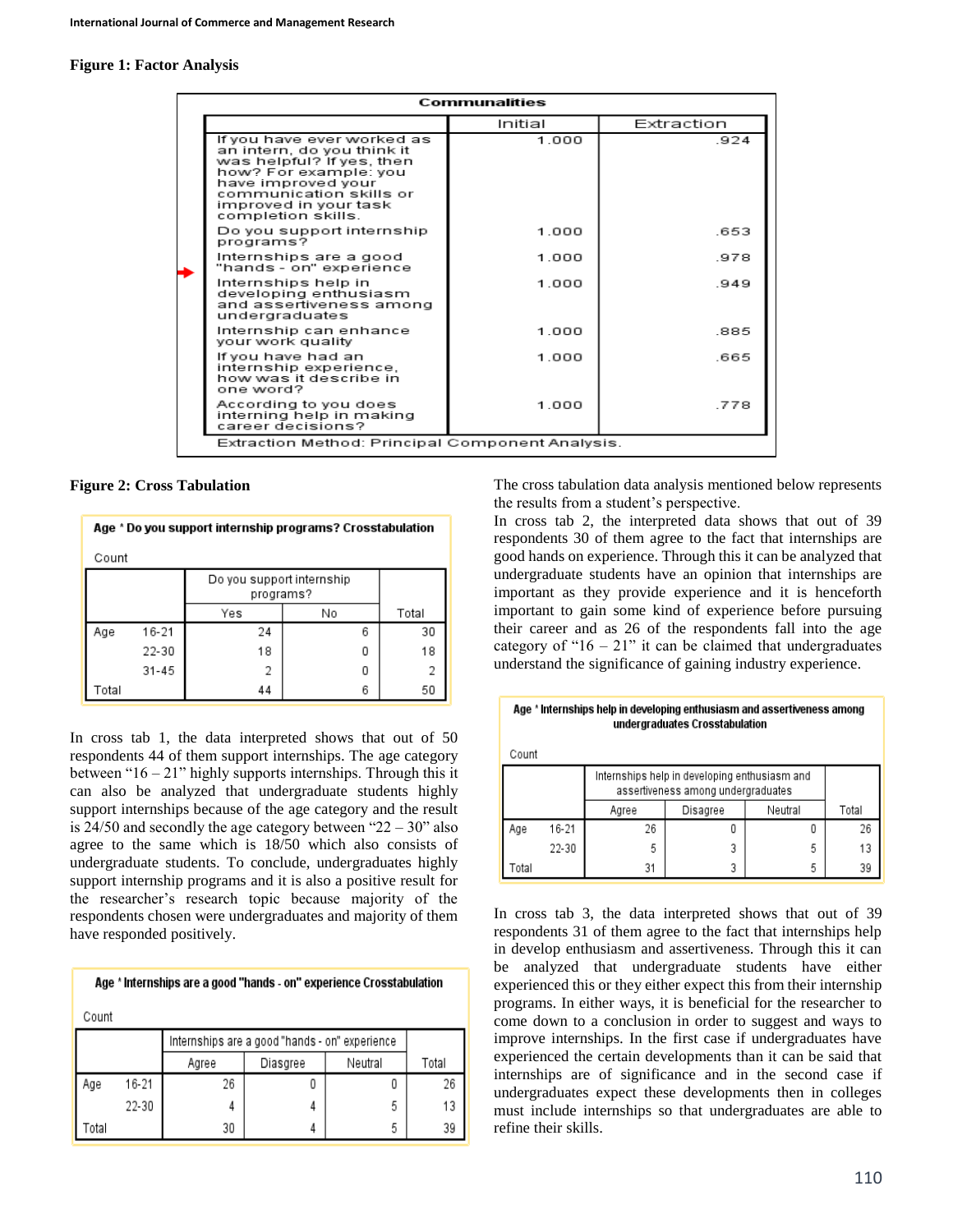**Figure 1: Factor Analysis**

**Communalities**

| | Initial | Extraction |
|---|---|---|
| If you have ever worked as an intern, do you think it was helpful? If yes, then how? For example: you have improved your communication skills or improved in your task completion skills. | 1.000 | .924 |
| Do you support internship programs? | 1.000 | .653 |
| Internships are a good "hands - on" experience | 1.000 | .978 |
| Internships help in developing enthusiasm and assertiveness among undergraduates | 1.000 | .949 |
| Internship can enhance your work quality | 1.000 | .885 |
| If you have had an internship experience, how was it describe in one word? | 1.000 | .665 |
| According to you does interning help in making career decisions? | 1.000 | .778 |

Extraction Method: Principal Component Analysis.

**Figure 2: Cross Tabulation**

**Age * Do you support internship programs? Crosstabulation**

Count

| | | Do you support internship programs? | | Total |
|---|---|---|---|---|
| | | Yes | No | |
| Age | 16-21 | 24 | 6 | 30 |
| | 22-30 | 18 | 0 | 18 |
| | 31-45 | 2 | 0 | 2 |
| Total | | 44 | 6 | 50 |

In cross tab 1, the data interpreted shows that out of 50 respondents 44 of them support internships. The age category between "16 – 21" highly supports internships. Through this it can also be analyzed that undergraduate students highly support internships because of the age category and the result is 24/50 and secondly the age category between "22 – 30" also agree to the same which is 18/50 which also consists of undergraduate students. To conclude, undergraduates highly support internship programs and it is also a positive result for the researcher's research topic because majority of the respondents chosen were undergraduates and majority of them have responded positively.

**Age * Internships are a good "hands - on" experience Crosstabulation**

Count

| | | Internships are a good "hands - on" experience | | | Total |
|---|---|---|---|---|---|
| | | Agree | Diasgree | Neutral | |
| Age | 16-21 | 26 | 0 | 0 | 26 |
| | 22-30 | 4 | 4 | 5 | 13 |
| Total | | 30 | 4 | 5 | 39 |

The cross tabulation data analysis mentioned below represents the results from a student's perspective.

In cross tab 2, the interpreted data shows that out of 39 respondents 30 of them agree to the fact that internships are good hands on experience. Through this it can be analyzed that undergraduate students have an opinion that internships are important as they provide experience and it is henceforth important to gain some kind of experience before pursuing their career and as 26 of the respondents fall into the age category of "16 – 21" it can be claimed that undergraduates understand the significance of gaining industry experience.

**Age * Internships help in developing enthusiasm and assertiveness among undergraduates Crosstabulation**

Count

| | | Internships help in developing enthusiasm and assertiveness among undergraduates | | | Total |
|---|---|---|---|---|---|
| | | Agree | Disagree | Neutral | |
| Age | 16-21 | 26 | 0 | 0 | 26 |
| | 22-30 | 5 | 3 | 5 | 13 |
| Total | | 31 | 3 | 5 | 39 |

In cross tab 3, the data interpreted shows that out of 39 respondents 31 of them agree to the fact that internships help in develop enthusiasm and assertiveness. Through this it can be analyzed that undergraduate students have either experienced this or they either expect this from their internship programs. In either ways, it is beneficial for the researcher to come down to a conclusion in order to suggest and ways to improve internships. In the first case if undergraduates have experienced the certain developments than it can be said that internships are of significance and in the second case if undergraduates expect these developments then in colleges must include internships so that undergraduates are able to refine their skills.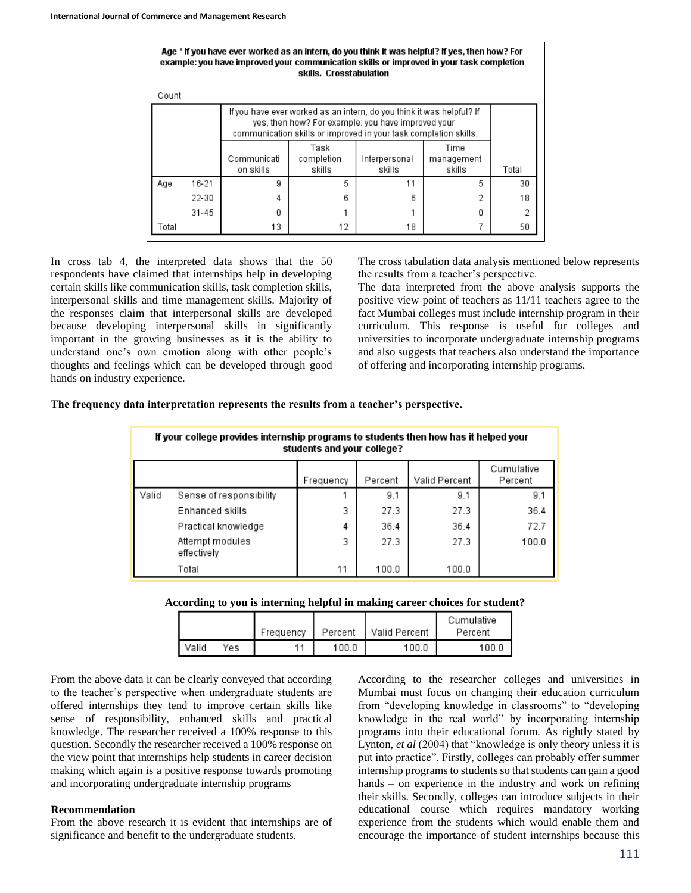**Age * If you have ever worked as an intern, do you think it was helpful? If yes, then how? For example: you have improved your communication skills or improved in your task completion skills. Crosstabulation**

Count

| | | If you have ever worked as an intern, do you think it was helpful? If yes, then how? For example: you have improved your communication skills or improved in your task completion skills. | | | | |
|---|---|---|---|---|---|---|
| | | Communication skills | Task completion skills | Interpersonal skills | Time management skills | Total |
| Age | 16-21 | 9 | 5 | 11 | 5 | 30 |
| | 22-30 | 4 | 6 | 6 | 2 | 18 |
| | 31-45 | 0 | 1 | 1 | 0 | 2 |
| Total | | 13 | 12 | 18 | 7 | 50 |

In cross tab 4, the interpreted data shows that the 50 respondents have claimed that internships help in developing certain skills like communication skills, task completion skills, interpersonal skills and time management skills. Majority of the responses claim that interpersonal skills are developed because developing interpersonal skills in significantly important in the growing businesses as it is the ability to understand one's own emotion along with other people's thoughts and feelings which can be developed through good hands on industry experience.

The cross tabulation data analysis mentioned below represents the results from a teacher's perspective.

The data interpreted from the above analysis supports the positive view point of teachers as 11/11 teachers agree to the fact Mumbai colleges must include internship program in their curriculum. This response is useful for colleges and universities to incorporate undergraduate internship programs and also suggests that teachers also understand the importance of offering and incorporating internship programs.

**The frequency data interpretation represents the results from a teacher's perspective.**

**If your college provides internship programs to students then how has it helped your students and your college?**

| | | Frequency | Percent | Valid Percent | Cumulative Percent |
|---|---|---|---|---|---|
| Valid | Sense of responsibility | 1 | 9.1 | 9.1 | 9.1 |
| | Enhanced skills | 3 | 27.3 | 27.3 | 36.4 |
| | Practical knowledge | 4 | 36.4 | 36.4 | 72.7 |
| | Attempt modules effectively | 3 | 27.3 | 27.3 | 100.0 |
| | Total | 11 | 100.0 | 100.0 | |

**According to you is interning helpful in making career choices for student?**

| | | Frequency | Percent | Valid Percent | Cumulative Percent |
|---|---|---|---|---|---|
| Valid | Yes | 11 | 100.0 | 100.0 | 100.0 |

From the above data it can be clearly conveyed that according to the teacher's perspective when undergraduate students are offered internships they tend to improve certain skills like sense of responsibility, enhanced skills and practical knowledge. The researcher received a 100% response to this question. Secondly the researcher received a 100% response on the view point that internships help students in career decision making which again is a positive response towards promoting and incorporating undergraduate internship programs

### Recommendation

From the above research it is evident that internships are of significance and benefit to the undergraduate students.

According to the researcher colleges and universities in Mumbai must focus on changing their education curriculum from "developing knowledge in classrooms" to "developing knowledge in the real world" by incorporating internship programs into their educational forum. As rightly stated by Lynton, *et al* (2004) that "knowledge is only theory unless it is put into practice". Firstly, colleges can probably offer summer internship programs to students so that students can gain a good hands – on experience in the industry and work on refining their skills. Secondly, colleges can introduce subjects in their educational course which requires mandatory working experience from the students which would enable them and encourage the importance of student internships because this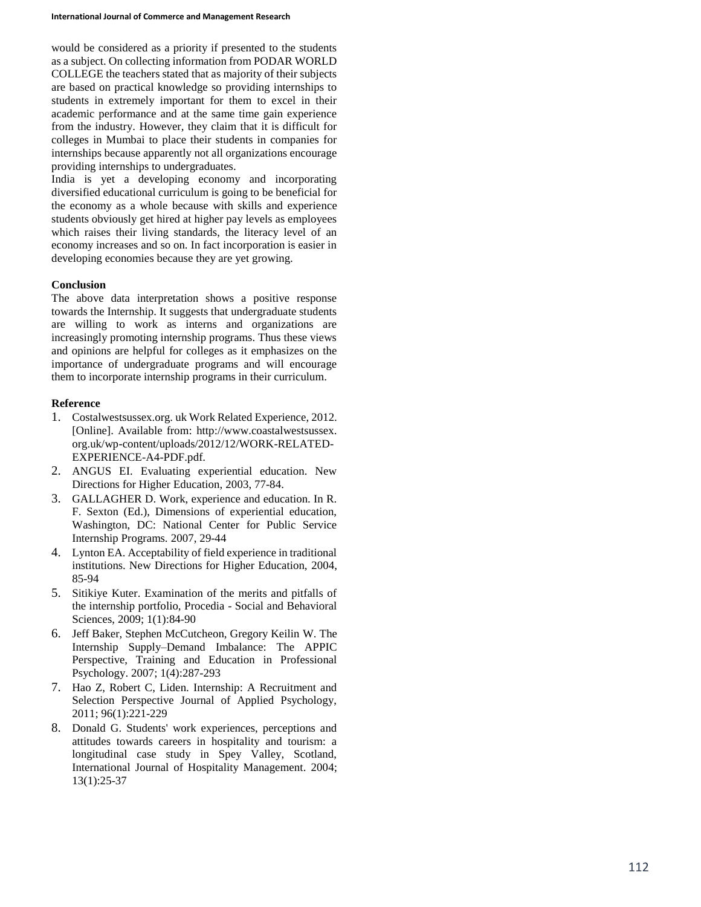would be considered as a priority if presented to the students as a subject. On collecting information from PODAR WORLD COLLEGE the teachers stated that as majority of their subjects are based on practical knowledge so providing internships to students in extremely important for them to excel in their academic performance and at the same time gain experience from the industry. However, they claim that it is difficult for colleges in Mumbai to place their students in companies for internships because apparently not all organizations encourage providing internships to undergraduates.

India is yet a developing economy and incorporating diversified educational curriculum is going to be beneficial for the economy as a whole because with skills and experience students obviously get hired at higher pay levels as employees which raises their living standards, the literacy level of an economy increases and so on. In fact incorporation is easier in developing economies because they are yet growing.

## Conclusion

The above data interpretation shows a positive response towards the Internship. It suggests that undergraduate students are willing to work as interns and organizations are increasingly promoting internship programs. Thus these views and opinions are helpful for colleges as it emphasizes on the importance of undergraduate programs and will encourage them to incorporate internship programs in their curriculum.

## Reference

1. Costalwestsussex.org. uk Work Related Experience, 2012. [Online]. Available from: http://www.coastalwestsussex.org.uk/wp-content/uploads/2012/12/WORK-RELATED-EXPERIENCE-A4-PDF.pdf.
2. ANGUS EI. Evaluating experiential education. New Directions for Higher Education, 2003, 77-84.
3. GALLAGHER D. Work, experience and education. In R. F. Sexton (Ed.), Dimensions of experiential education, Washington, DC: National Center for Public Service Internship Programs. 2007, 29-44
4. Lynton EA. Acceptability of field experience in traditional institutions. New Directions for Higher Education, 2004, 85-94
5. Sitikiye Kuter. Examination of the merits and pitfalls of the internship portfolio, Procedia - Social and Behavioral Sciences, 2009; 1(1):84-90
6. Jeff Baker, Stephen McCutcheon, Gregory Keilin W. The Internship Supply–Demand Imbalance: The APPIC Perspective, Training and Education in Professional Psychology. 2007; 1(4):287-293
7. Hao Z, Robert C, Liden. Internship: A Recruitment and Selection Perspective Journal of Applied Psychology, 2011; 96(1):221-229
8. Donald G. Students' work experiences, perceptions and attitudes towards careers in hospitality and tourism: a longitudinal case study in Spey Valley, Scotland, International Journal of Hospitality Management. 2004; 13(1):25-37